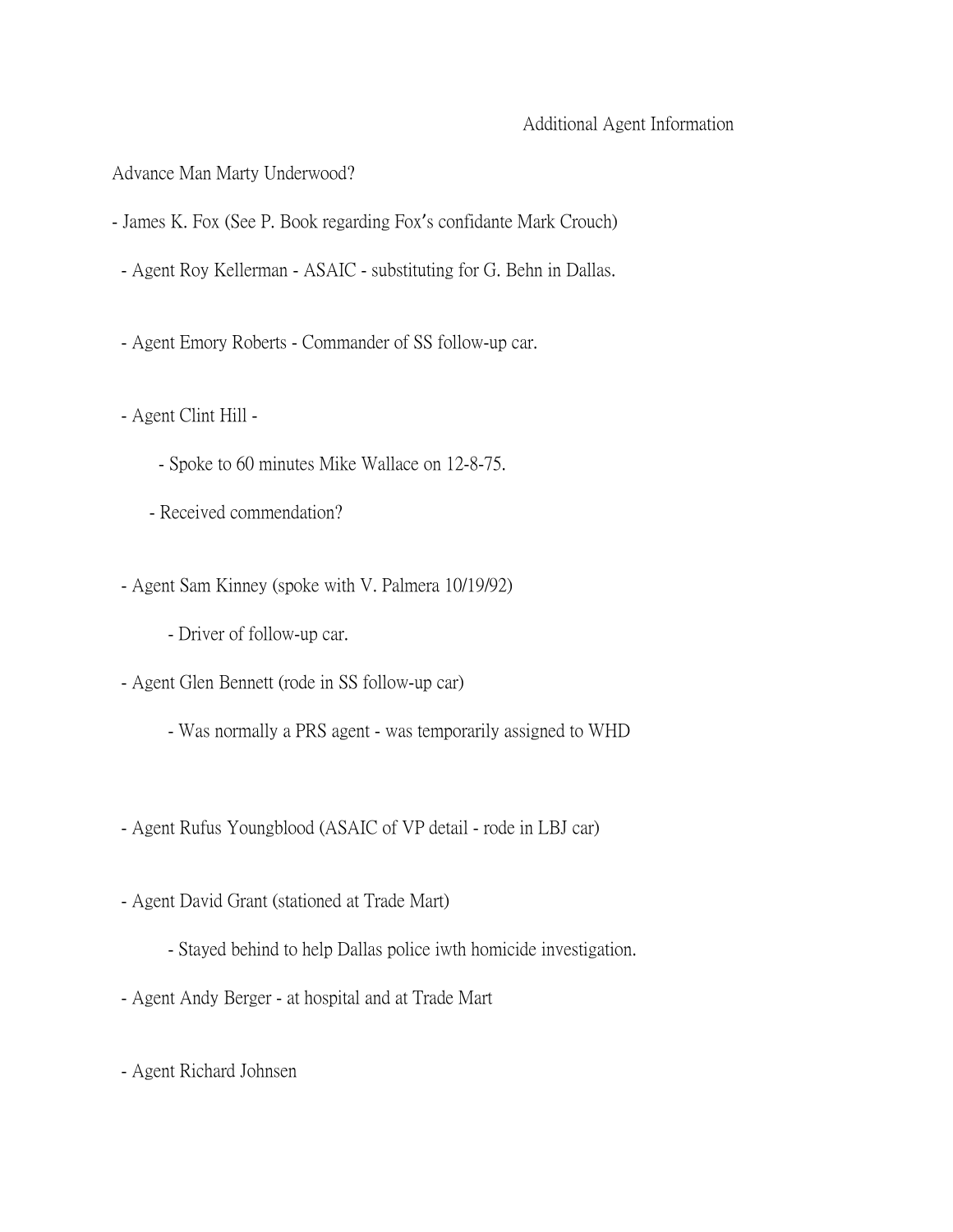# Additional Agent Information

Advance Man Marty Underwood?

- James K. Fox (See P. Book regarding Fox's confidante Mark Crouch)
  - Agent Roy Kellerman - ASAIC - substituting for G. Behn in Dallas.
  - Agent Emory Roberts - Commander of SS follow-up car.
  - Agent Clint Hill -
    - Spoke to 60 minutes Mike Wallace on 12-8-75.
    - Received commendation?
  - Agent Sam Kinney (spoke with V. Palmera 10/19/92)
    - Driver of follow-up car.
  - Agent Glen Bennett (rode in SS follow-up car)
    - Was normally a PRS agent - was temporarily assigned to WHD
  - Agent Rufus Youngblood (ASAIC of VP detail - rode in LBJ car)
  - Agent David Grant (stationed at Trade Mart)
    - Stayed behind to help Dallas police iwth homicide investigation.
  - Agent Andy Berger - at hospital and at Trade Mart
  - Agent Richard Johnsen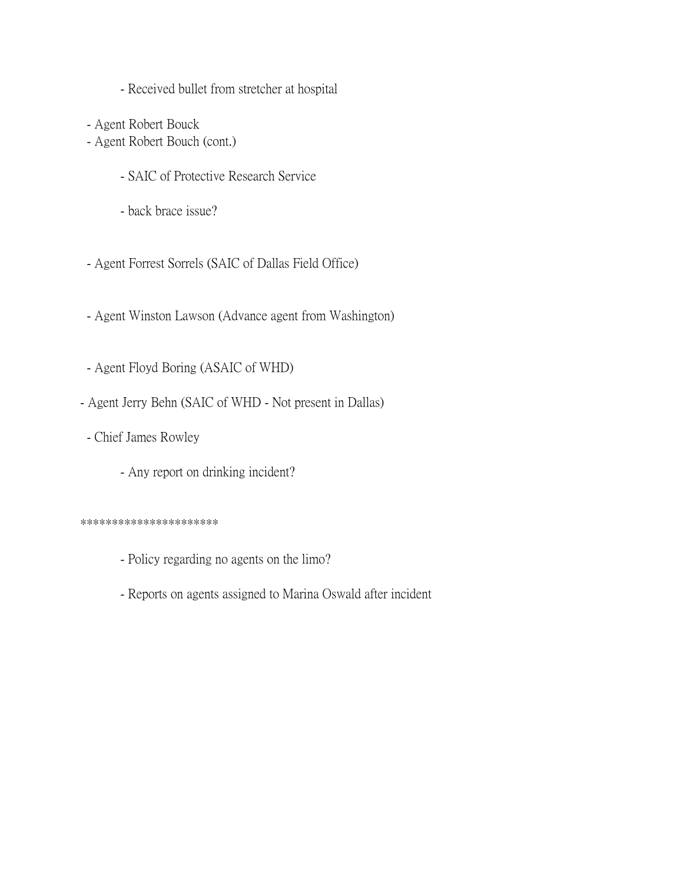- Received bullet from stretcher at hospital

- Agent Robert Bouck
- Agent Robert Bouch (cont.)

    - SAIC of Protective Research Service

    - back brace issue?

- Agent Forrest Sorrels (SAIC of Dallas Field Office)

- Agent Winston Lawson (Advance agent from Washington)

- Agent Floyd Boring (ASAIC of WHD)

- Agent Jerry Behn (SAIC of WHD - Not present in Dallas)

- Chief James Rowley

    - Any report on drinking incident?

*********************

    - Policy regarding no agents on the limo?

    - Reports on agents assigned to Marina Oswald after incident